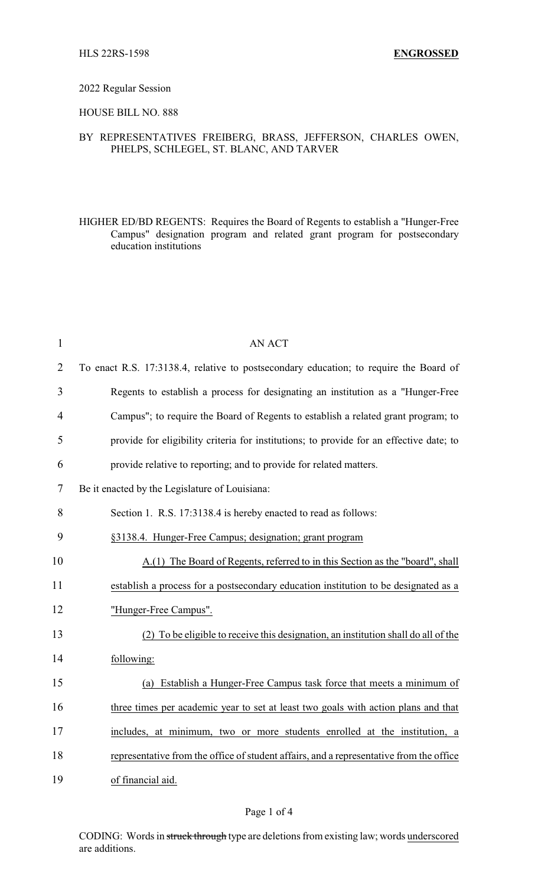HLS 22RS-1598 **ENGROSSED**

2022 Regular Session

HOUSE BILL NO. 888

BY REPRESENTATIVES FREIBERG, BRASS, JEFFERSON, CHARLES OWEN, PHELPS, SCHLEGEL, ST. BLANC, AND TARVER

HIGHER ED/BD REGENTS: Requires the Board of Regents to establish a "Hunger-Free Campus" designation program and related grant program for postsecondary education institutions

AN ACT

To enact R.S. 17:3138.4, relative to postsecondary education; to require the Board of Regents to establish a process for designating an institution as a "Hunger-Free Campus"; to require the Board of Regents to establish a related grant program; to provide for eligibility criteria for institutions; to provide for an effective date; to provide relative to reporting; and to provide for related matters.

Be it enacted by the Legislature of Louisiana:

Section 1. R.S. 17:3138.4 is hereby enacted to read as follows:

§3138.4. Hunger-Free Campus; designation; grant program

A.(1) The Board of Regents, referred to in this Section as the "board", shall establish a process for a postsecondary education institution to be designated as a "Hunger-Free Campus".

(2) To be eligible to receive this designation, an institution shall do all of the following:

(a) Establish a Hunger-Free Campus task force that meets a minimum of three times per academic year to set at least two goals with action plans and that includes, at minimum, two or more students enrolled at the institution, a representative from the office of student affairs, and a representative from the office of financial aid.

CODING: Words in ~~struck through~~ type are deletions from existing law; words underscored are additions.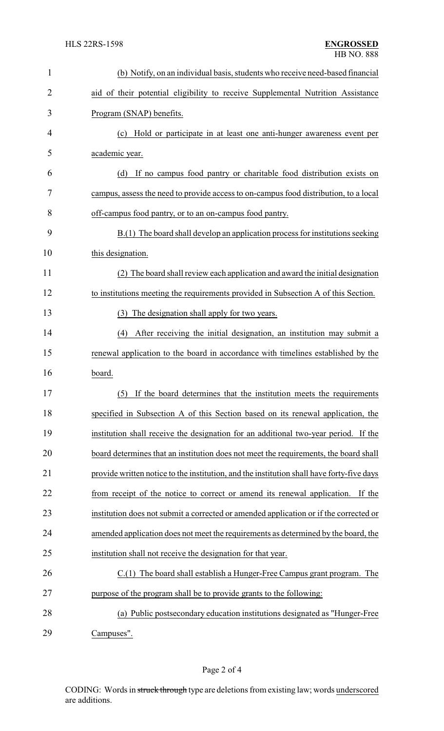(b) Notify, on an individual basis, students who receive need-based financial aid of their potential eligibility to receive Supplemental Nutrition Assistance Program (SNAP) benefits.

(c) Hold or participate in at least one anti-hunger awareness event per academic year.

(d) If no campus food pantry or charitable food distribution exists on campus, assess the need to provide access to on-campus food distribution, to a local off-campus food pantry, or to an on-campus food pantry.

B.(1) The board shall develop an application process for institutions seeking this designation.

(2) The board shall review each application and award the initial designation to institutions meeting the requirements provided in Subsection A of this Section.

(3) The designation shall apply for two years.

(4) After receiving the initial designation, an institution may submit a renewal application to the board in accordance with timelines established by the board.

(5) If the board determines that the institution meets the requirements specified in Subsection A of this Section based on its renewal application, the institution shall receive the designation for an additional two-year period. If the board determines that an institution does not meet the requirements, the board shall provide written notice to the institution, and the institution shall have forty-five days from receipt of the notice to correct or amend its renewal application. If the institution does not submit a corrected or amended application or if the corrected or amended application does not meet the requirements as determined by the board, the institution shall not receive the designation for that year.

C.(1) The board shall establish a Hunger-Free Campus grant program. The purpose of the program shall be to provide grants to the following:

(a) Public postsecondary education institutions designated as "Hunger-Free Campuses".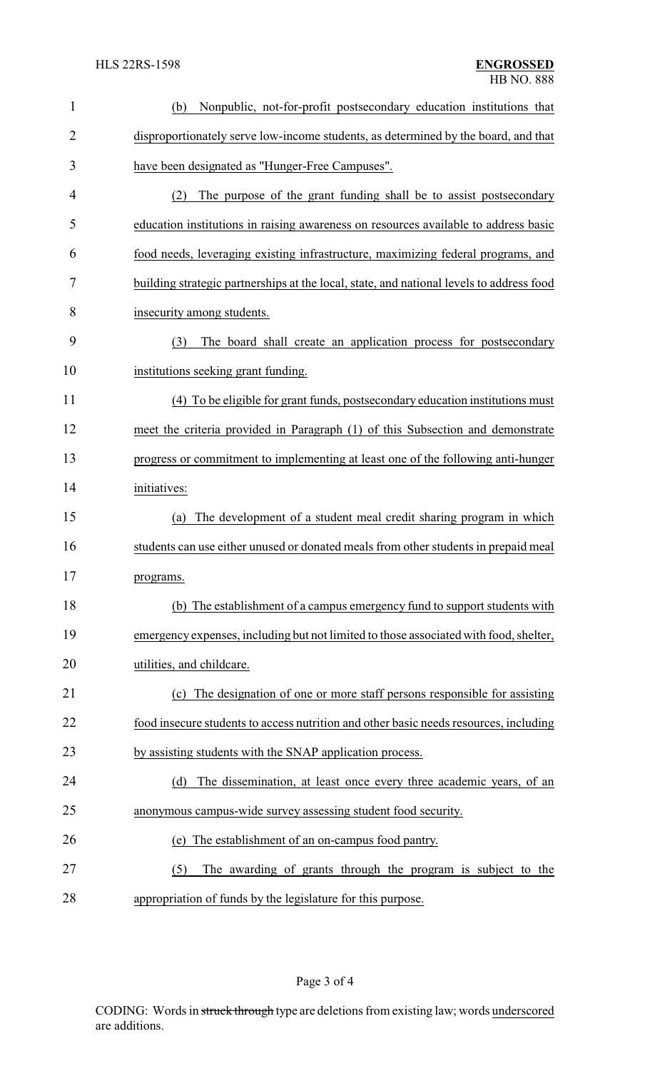(b) Nonpublic, not-for-profit postsecondary education institutions that disproportionately serve low-income students, as determined by the board, and that have been designated as "Hunger-Free Campuses".

(2) The purpose of the grant funding shall be to assist postsecondary education institutions in raising awareness on resources available to address basic food needs, leveraging existing infrastructure, maximizing federal programs, and building strategic partnerships at the local, state, and national levels to address food insecurity among students.

(3) The board shall create an application process for postsecondary institutions seeking grant funding.

(4) To be eligible for grant funds, postsecondary education institutions must meet the criteria provided in Paragraph (1) of this Subsection and demonstrate progress or commitment to implementing at least one of the following anti-hunger initiatives:

(a) The development of a student meal credit sharing program in which students can use either unused or donated meals from other students in prepaid meal programs.

(b) The establishment of a campus emergency fund to support students with emergency expenses, including but not limited to those associated with food, shelter, utilities, and childcare.

(c) The designation of one or more staff persons responsible for assisting food insecure students to access nutrition and other basic needs resources, including by assisting students with the SNAP application process.

(d) The dissemination, at least once every three academic years, of an anonymous campus-wide survey assessing student food security.

(e) The establishment of an on-campus food pantry.

(5) The awarding of grants through the program is subject to the appropriation of funds by the legislature for this purpose.

CODING: Words in struck through type are deletions from existing law; words underscored are additions.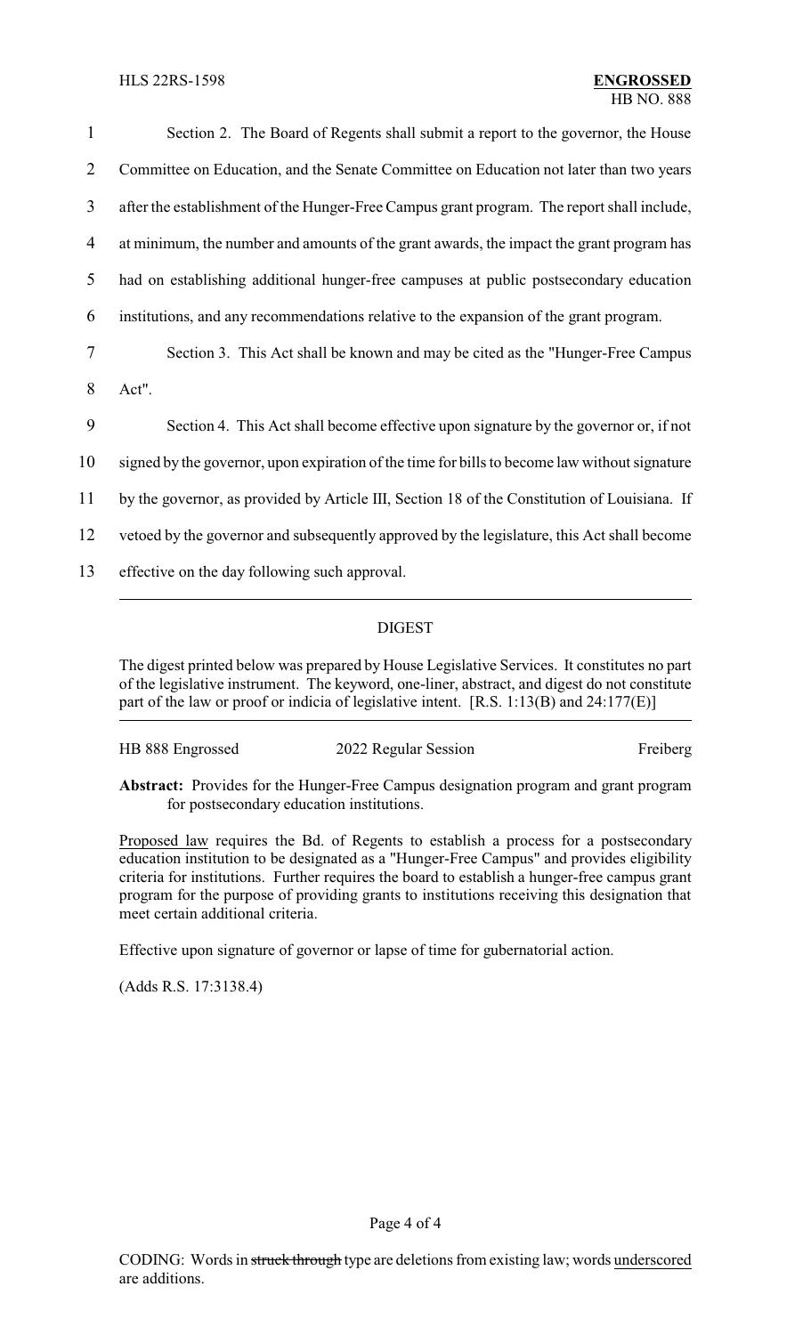Section 2. The Board of Regents shall submit a report to the governor, the House Committee on Education, and the Senate Committee on Education not later than two years after the establishment of the Hunger-Free Campus grant program. The report shall include, at minimum, the number and amounts of the grant awards, the impact the grant program has had on establishing additional hunger-free campuses at public postsecondary education institutions, and any recommendations relative to the expansion of the grant program.

Section 3. This Act shall be known and may be cited as the "Hunger-Free Campus Act".

Section 4. This Act shall become effective upon signature by the governor or, if not signed by the governor, upon expiration of the time for bills to become law without signature by the governor, as provided by Article III, Section 18 of the Constitution of Louisiana. If vetoed by the governor and subsequently approved by the legislature, this Act shall become effective on the day following such approval.

## DIGEST

The digest printed below was prepared by House Legislative Services. It constitutes no part of the legislative instrument. The keyword, one-liner, abstract, and digest do not constitute part of the law or proof or indicia of legislative intent. [R.S. 1:13(B) and 24:177(E)]

HB 888 Engrossed — 2022 Regular Session — Freiberg

**Abstract:** Provides for the Hunger-Free Campus designation program and grant program for postsecondary education institutions.

Proposed law requires the Bd. of Regents to establish a process for a postsecondary education institution to be designated as a "Hunger-Free Campus" and provides eligibility criteria for institutions. Further requires the board to establish a hunger-free campus grant program for the purpose of providing grants to institutions receiving this designation that meet certain additional criteria.

Effective upon signature of governor or lapse of time for gubernatorial action.

(Adds R.S. 17:3138.4)

CODING: Words in ~~struck through~~ type are deletions from existing law; words underscored are additions.